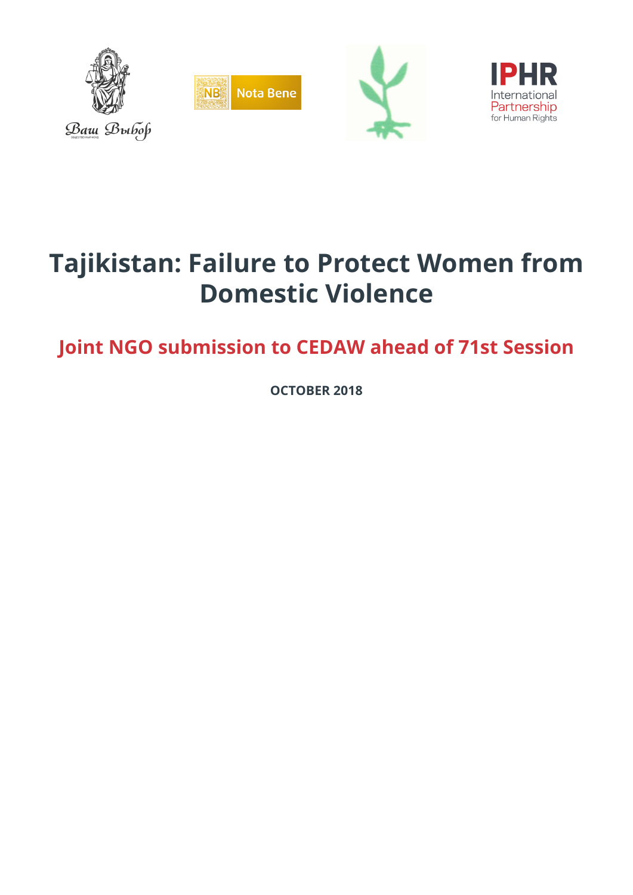# Tajikistan: Failure to Protect Women from Domestic Violence

## Joint NGO submission to CEDAW ahead of 71st Session

**OCTOBER 2018**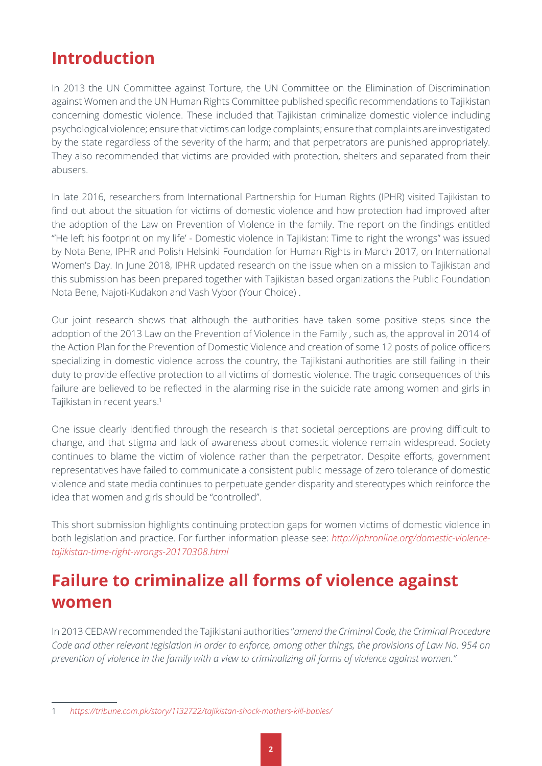## Introduction

In 2013 the UN Committee against Torture, the UN Committee on the Elimination of Discrimination against Women and the UN Human Rights Committee published specific recommendations to Tajikistan concerning domestic violence. These included that Tajikistan criminalize domestic violence including psychological violence; ensure that victims can lodge complaints; ensure that complaints are investigated by the state regardless of the severity of the harm; and that perpetrators are punished appropriately. They also recommended that victims are provided with protection, shelters and separated from their abusers.

In late 2016, researchers from International Partnership for Human Rights (IPHR) visited Tajikistan to find out about the situation for victims of domestic violence and how protection had improved after the adoption of the Law on Prevention of Violence in the family. The report on the findings entitled "'He left his footprint on my life' - Domestic violence in Tajikistan: Time to right the wrongs" was issued by Nota Bene, IPHR and Polish Helsinki Foundation for Human Rights in March 2017, on International Women's Day. In June 2018, IPHR updated research on the issue when on a mission to Tajikistan and this submission has been prepared together with Tajikistan based organizations the Public Foundation Nota Bene, Najoti-Kudakon and Vash Vybor (Your Choice) .

Our joint research shows that although the authorities have taken some positive steps since the adoption of the 2013 Law on the Prevention of Violence in the Family , such as, the approval in 2014 of the Action Plan for the Prevention of Domestic Violence and creation of some 12 posts of police officers specializing in domestic violence across the country, the Tajikistani authorities are still failing in their duty to provide effective protection to all victims of domestic violence. The tragic consequences of this failure are believed to be reflected in the alarming rise in the suicide rate among women and girls in Tajikistan in recent years.[1]

One issue clearly identified through the research is that societal perceptions are proving difficult to change, and that stigma and lack of awareness about domestic violence remain widespread. Society continues to blame the victim of violence rather than the perpetrator. Despite efforts, government representatives have failed to communicate a consistent public message of zero tolerance of domestic violence and state media continues to perpetuate gender disparity and stereotypes which reinforce the idea that women and girls should be "controlled".

This short submission highlights continuing protection gaps for women victims of domestic violence in both legislation and practice. For further information please see: *http://iphronline.org/domestic-violence-tajikistan-time-right-wrongs-20170308.html*

## Failure to criminalize all forms of violence against women

In 2013 CEDAW recommended the Tajikistani authorities "*amend the Criminal Code, the Criminal Procedure Code and other relevant legislation in order to enforce, among other things, the provisions of Law No. 954 on prevention of violence in the family with a view to criminalizing all forms of violence against women.*"

---

1 *https://tribune.com.pk/story/1132722/tajikistan-shock-mothers-kill-babies/*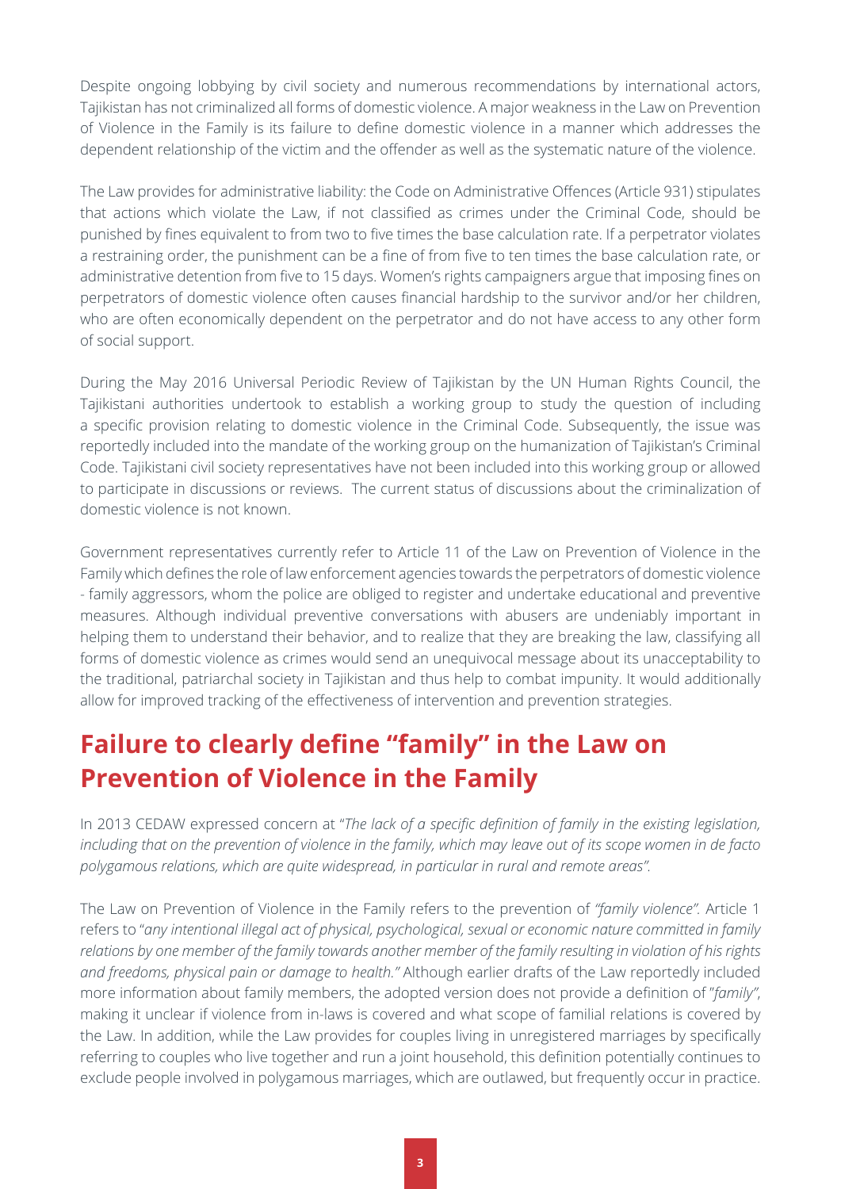Despite ongoing lobbying by civil society and numerous recommendations by international actors, Tajikistan has not criminalized all forms of domestic violence. A major weakness in the Law on Prevention of Violence in the Family is its failure to define domestic violence in a manner which addresses the dependent relationship of the victim and the offender as well as the systematic nature of the violence.

The Law provides for administrative liability: the Code on Administrative Offences (Article 931) stipulates that actions which violate the Law, if not classified as crimes under the Criminal Code, should be punished by fines equivalent to from two to five times the base calculation rate. If a perpetrator violates a restraining order, the punishment can be a fine of from five to ten times the base calculation rate, or administrative detention from five to 15 days. Women's rights campaigners argue that imposing fines on perpetrators of domestic violence often causes financial hardship to the survivor and/or her children, who are often economically dependent on the perpetrator and do not have access to any other form of social support.

During the May 2016 Universal Periodic Review of Tajikistan by the UN Human Rights Council, the Tajikistani authorities undertook to establish a working group to study the question of including a specific provision relating to domestic violence in the Criminal Code. Subsequently, the issue was reportedly included into the mandate of the working group on the humanization of Tajikistan's Criminal Code. Tajikistani civil society representatives have not been included into this working group or allowed to participate in discussions or reviews. The current status of discussions about the criminalization of domestic violence is not known.

Government representatives currently refer to Article 11 of the Law on Prevention of Violence in the Family which defines the role of law enforcement agencies towards the perpetrators of domestic violence - family aggressors, whom the police are obliged to register and undertake educational and preventive measures. Although individual preventive conversations with abusers are undeniably important in helping them to understand their behavior, and to realize that they are breaking the law, classifying all forms of domestic violence as crimes would send an unequivocal message about its unacceptability to the traditional, patriarchal society in Tajikistan and thus help to combat impunity. It would additionally allow for improved tracking of the effectiveness of intervention and prevention strategies.

## Failure to clearly define "family" in the Law on Prevention of Violence in the Family

In 2013 CEDAW expressed concern at "*The lack of a specific definition of family in the existing legislation, including that on the prevention of violence in the family, which may leave out of its scope women in de facto polygamous relations, which are quite widespread, in particular in rural and remote areas".*

The Law on Prevention of Violence in the Family refers to the prevention of *"family violence".* Article 1 refers to "*any intentional illegal act of physical, psychological, sexual or economic nature committed in family relations by one member of the family towards another member of the family resulting in violation of his rights and freedoms, physical pain or damage to health."* Although earlier drafts of the Law reportedly included more information about family members, the adopted version does not provide a definition of "*family*", making it unclear if violence from in-laws is covered and what scope of familial relations is covered by the Law. In addition, while the Law provides for couples living in unregistered marriages by specifically referring to couples who live together and run a joint household, this definition potentially continues to exclude people involved in polygamous marriages, which are outlawed, but frequently occur in practice.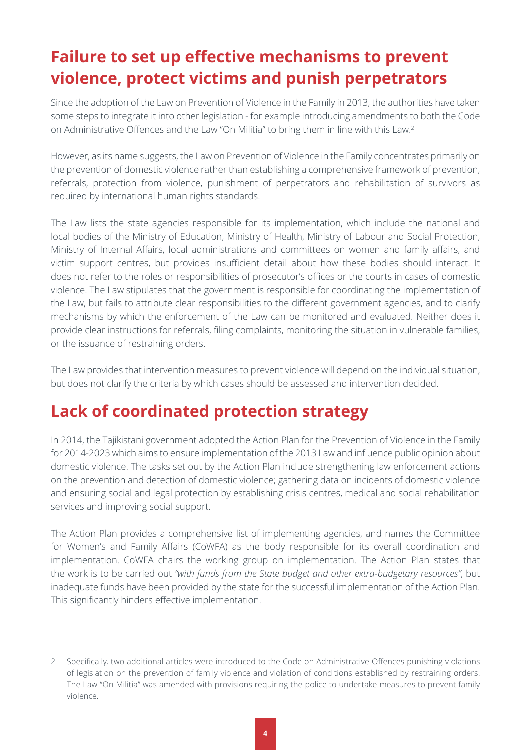## Failure to set up effective mechanisms to prevent violence, protect victims and punish perpetrators

Since the adoption of the Law on Prevention of Violence in the Family in 2013, the authorities have taken some steps to integrate it into other legislation - for example introducing amendments to both the Code on Administrative Offences and the Law "On Militia" to bring them in line with this Law.[2]

However, as its name suggests, the Law on Prevention of Violence in the Family concentrates primarily on the prevention of domestic violence rather than establishing a comprehensive framework of prevention, referrals, protection from violence, punishment of perpetrators and rehabilitation of survivors as required by international human rights standards.

The Law lists the state agencies responsible for its implementation, which include the national and local bodies of the Ministry of Education, Ministry of Health, Ministry of Labour and Social Protection, Ministry of Internal Affairs, local administrations and committees on women and family affairs, and victim support centres, but provides insufficient detail about how these bodies should interact. It does not refer to the roles or responsibilities of prosecutor's offices or the courts in cases of domestic violence. The Law stipulates that the government is responsible for coordinating the implementation of the Law, but fails to attribute clear responsibilities to the different government agencies, and to clarify mechanisms by which the enforcement of the Law can be monitored and evaluated. Neither does it provide clear instructions for referrals, filing complaints, monitoring the situation in vulnerable families, or the issuance of restraining orders.

The Law provides that intervention measures to prevent violence will depend on the individual situation, but does not clarify the criteria by which cases should be assessed and intervention decided.

## Lack of coordinated protection strategy

In 2014, the Tajikistani government adopted the Action Plan for the Prevention of Violence in the Family for 2014-2023 which aims to ensure implementation of the 2013 Law and influence public opinion about domestic violence. The tasks set out by the Action Plan include strengthening law enforcement actions on the prevention and detection of domestic violence; gathering data on incidents of domestic violence and ensuring social and legal protection by establishing crisis centres, medical and social rehabilitation services and improving social support.

The Action Plan provides a comprehensive list of implementing agencies, and names the Committee for Women's and Family Affairs (CoWFA) as the body responsible for its overall coordination and implementation. CoWFA chairs the working group on implementation. The Action Plan states that the work is to be carried out *"with funds from the State budget and other extra-budgetary resources"*, but inadequate funds have been provided by the state for the successful implementation of the Action Plan. This significantly hinders effective implementation.

---

2 Specifically, two additional articles were introduced to the Code on Administrative Offences punishing violations of legislation on the prevention of family violence and violation of conditions established by restraining orders. The Law "On Militia" was amended with provisions requiring the police to undertake measures to prevent family violence.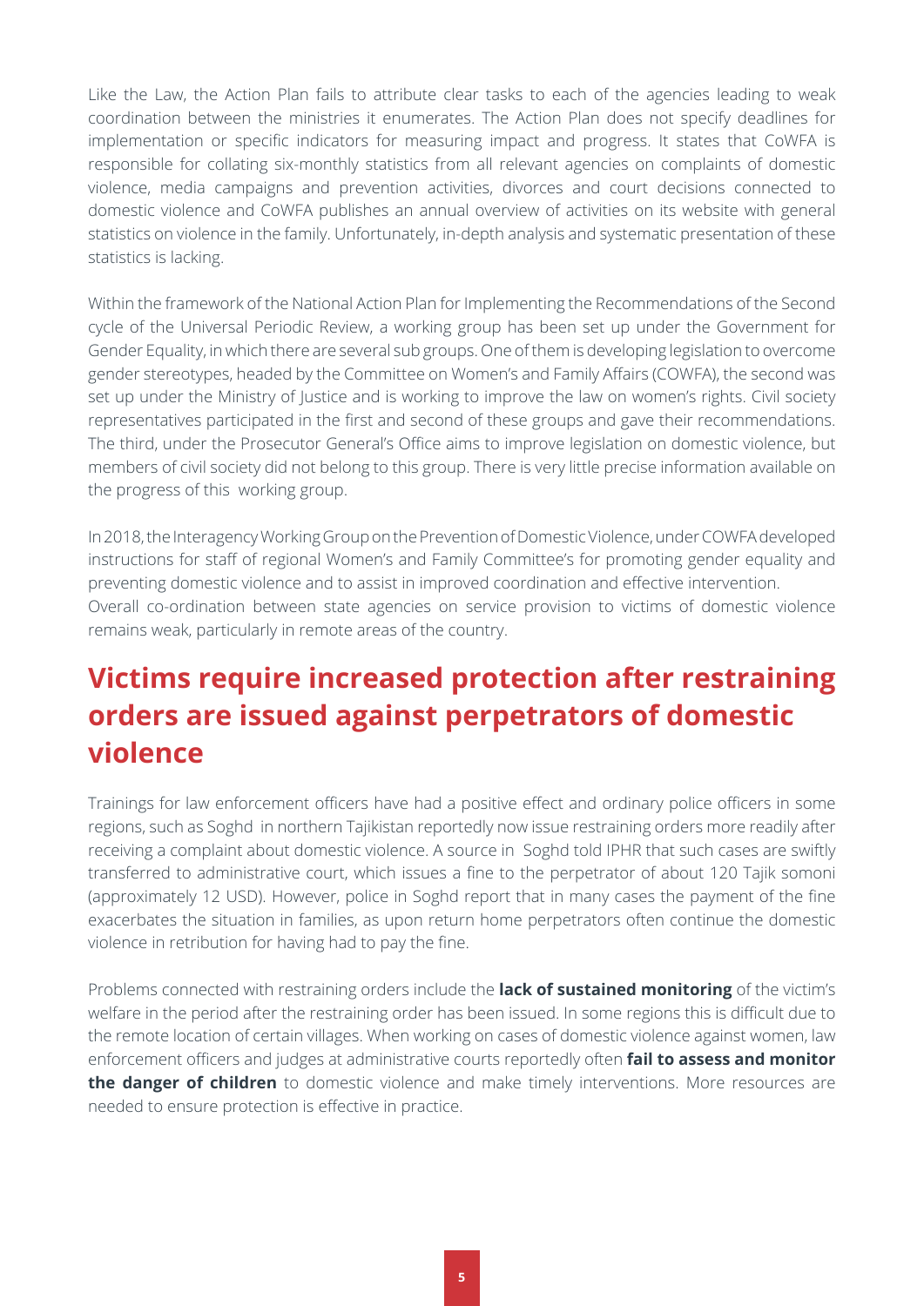Like the Law, the Action Plan fails to attribute clear tasks to each of the agencies leading to weak coordination between the ministries it enumerates. The Action Plan does not specify deadlines for implementation or specific indicators for measuring impact and progress. It states that CoWFA is responsible for collating six-monthly statistics from all relevant agencies on complaints of domestic violence, media campaigns and prevention activities, divorces and court decisions connected to domestic violence and CoWFA publishes an annual overview of activities on its website with general statistics on violence in the family. Unfortunately, in-depth analysis and systematic presentation of these statistics is lacking.

Within the framework of the National Action Plan for Implementing the Recommendations of the Second cycle of the Universal Periodic Review, a working group has been set up under the Government for Gender Equality, in which there are several sub groups. One of them is developing legislation to overcome gender stereotypes, headed by the Committee on Women's and Family Affairs (COWFA), the second was set up under the Ministry of Justice and is working to improve the law on women's rights. Civil society representatives participated in the first and second of these groups and gave their recommendations. The third, under the Prosecutor General's Office aims to improve legislation on domestic violence, but members of civil society did not belong to this group. There is very little precise information available on the progress of this working group.

In 2018, the Interagency Working Group on the Prevention of Domestic Violence, under COWFA developed instructions for staff of regional Women's and Family Committee's for promoting gender equality and preventing domestic violence and to assist in improved coordination and effective intervention.
Overall co-ordination between state agencies on service provision to victims of domestic violence remains weak, particularly in remote areas of the country.

## Victims require increased protection after restraining orders are issued against perpetrators of domestic violence

Trainings for law enforcement officers have had a positive effect and ordinary police officers in some regions, such as Soghd in northern Tajikistan reportedly now issue restraining orders more readily after receiving a complaint about domestic violence. A source in Soghd told IPHR that such cases are swiftly transferred to administrative court, which issues a fine to the perpetrator of about 120 Tajik somoni (approximately 12 USD). However, police in Soghd report that in many cases the payment of the fine exacerbates the situation in families, as upon return home perpetrators often continue the domestic violence in retribution for having had to pay the fine.

Problems connected with restraining orders include the **lack of sustained monitoring** of the victim's welfare in the period after the restraining order has been issued. In some regions this is difficult due to the remote location of certain villages. When working on cases of domestic violence against women, law enforcement officers and judges at administrative courts reportedly often **fail to assess and monitor the danger of children** to domestic violence and make timely interventions. More resources are needed to ensure protection is effective in practice.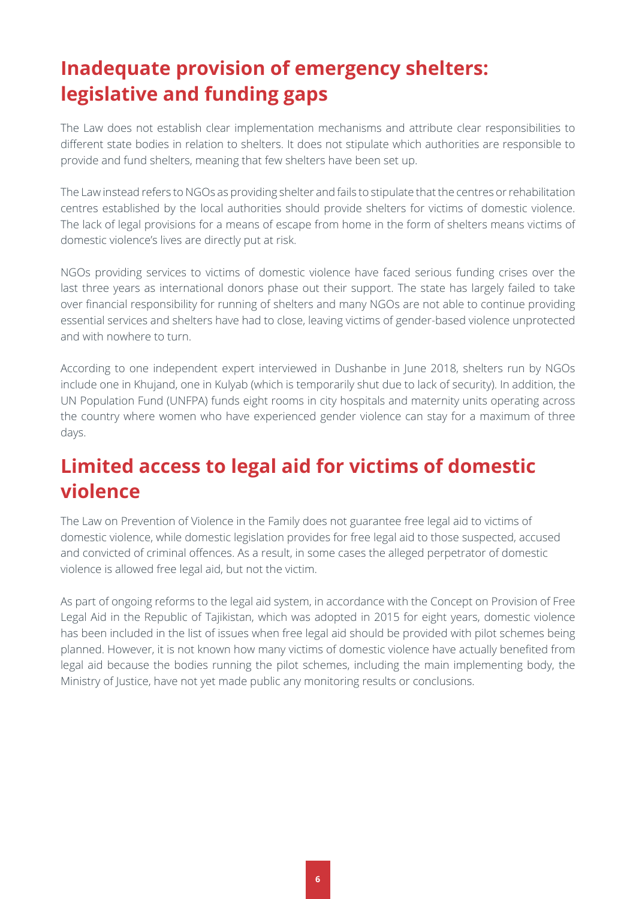## Inadequate provision of emergency shelters: legislative and funding gaps

The Law does not establish clear implementation mechanisms and attribute clear responsibilities to different state bodies in relation to shelters. It does not stipulate which authorities are responsible to provide and fund shelters, meaning that few shelters have been set up.

The Law instead refers to NGOs as providing shelter and fails to stipulate that the centres or rehabilitation centres established by the local authorities should provide shelters for victims of domestic violence. The lack of legal provisions for a means of escape from home in the form of shelters means victims of domestic violence's lives are directly put at risk.

NGOs providing services to victims of domestic violence have faced serious funding crises over the last three years as international donors phase out their support. The state has largely failed to take over financial responsibility for running of shelters and many NGOs are not able to continue providing essential services and shelters have had to close, leaving victims of gender-based violence unprotected and with nowhere to turn.

According to one independent expert interviewed in Dushanbe in June 2018, shelters run by NGOs include one in Khujand, one in Kulyab (which is temporarily shut due to lack of security). In addition, the UN Population Fund (UNFPA) funds eight rooms in city hospitals and maternity units operating across the country where women who have experienced gender violence can stay for a maximum of three days.

## Limited access to legal aid for victims of domestic violence

The Law on Prevention of Violence in the Family does not guarantee free legal aid to victims of domestic violence, while domestic legislation provides for free legal aid to those suspected, accused and convicted of criminal offences. As a result, in some cases the alleged perpetrator of domestic violence is allowed free legal aid, but not the victim.

As part of ongoing reforms to the legal aid system, in accordance with the Concept on Provision of Free Legal Aid in the Republic of Tajikistan, which was adopted in 2015 for eight years, domestic violence has been included in the list of issues when free legal aid should be provided with pilot schemes being planned. However, it is not known how many victims of domestic violence have actually benefited from legal aid because the bodies running the pilot schemes, including the main implementing body, the Ministry of Justice, have not yet made public any monitoring results or conclusions.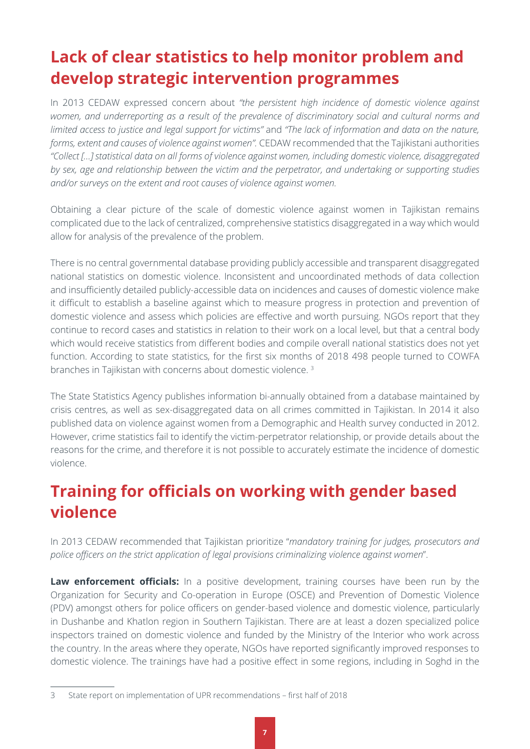## Lack of clear statistics to help monitor problem and develop strategic intervention programmes

In 2013 CEDAW expressed concern about *"the persistent high incidence of domestic violence against women, and underreporting as a result of the prevalence of discriminatory social and cultural norms and limited access to justice and legal support for victims"* and *"The lack of information and data on the nature, forms, extent and causes of violence against women"*. CEDAW recommended that the Tajikistani authorities *"Collect [...] statistical data on all forms of violence against women, including domestic violence, disaggregated by sex, age and relationship between the victim and the perpetrator, and undertaking or supporting studies and/or surveys on the extent and root causes of violence against women.*

Obtaining a clear picture of the scale of domestic violence against women in Tajikistan remains complicated due to the lack of centralized, comprehensive statistics disaggregated in a way which would allow for analysis of the prevalence of the problem.

There is no central governmental database providing publicly accessible and transparent disaggregated national statistics on domestic violence. Inconsistent and uncoordinated methods of data collection and insufficiently detailed publicly-accessible data on incidences and causes of domestic violence make it difficult to establish a baseline against which to measure progress in protection and prevention of domestic violence and assess which policies are effective and worth pursuing. NGOs report that they continue to record cases and statistics in relation to their work on a local level, but that a central body which would receive statistics from different bodies and compile overall national statistics does not yet function. According to state statistics, for the first six months of 2018 498 people turned to COWFA branches in Tajikistan with concerns about domestic violence. [3]

The State Statistics Agency publishes information bi-annually obtained from a database maintained by crisis centres, as well as sex-disaggregated data on all crimes committed in Tajikistan. In 2014 it also published data on violence against women from a Demographic and Health survey conducted in 2012. However, crime statistics fail to identify the victim-perpetrator relationship, or provide details about the reasons for the crime, and therefore it is not possible to accurately estimate the incidence of domestic violence.

## Training for officials on working with gender based violence

In 2013 CEDAW recommended that Tajikistan prioritize "*mandatory training for judges, prosecutors and police officers on the strict application of legal provisions criminalizing violence against women*".

**Law enforcement officials:** In a positive development, training courses have been run by the Organization for Security and Co-operation in Europe (OSCE) and Prevention of Domestic Violence (PDV) amongst others for police officers on gender-based violence and domestic violence, particularly in Dushanbe and Khatlon region in Southern Tajikistan. There are at least a dozen specialized police inspectors trained on domestic violence and funded by the Ministry of the Interior who work across the country. In the areas where they operate, NGOs have reported significantly improved responses to domestic violence. The trainings have had a positive effect in some regions, including in Soghd in the

3 State report on implementation of UPR recommendations – first half of 2018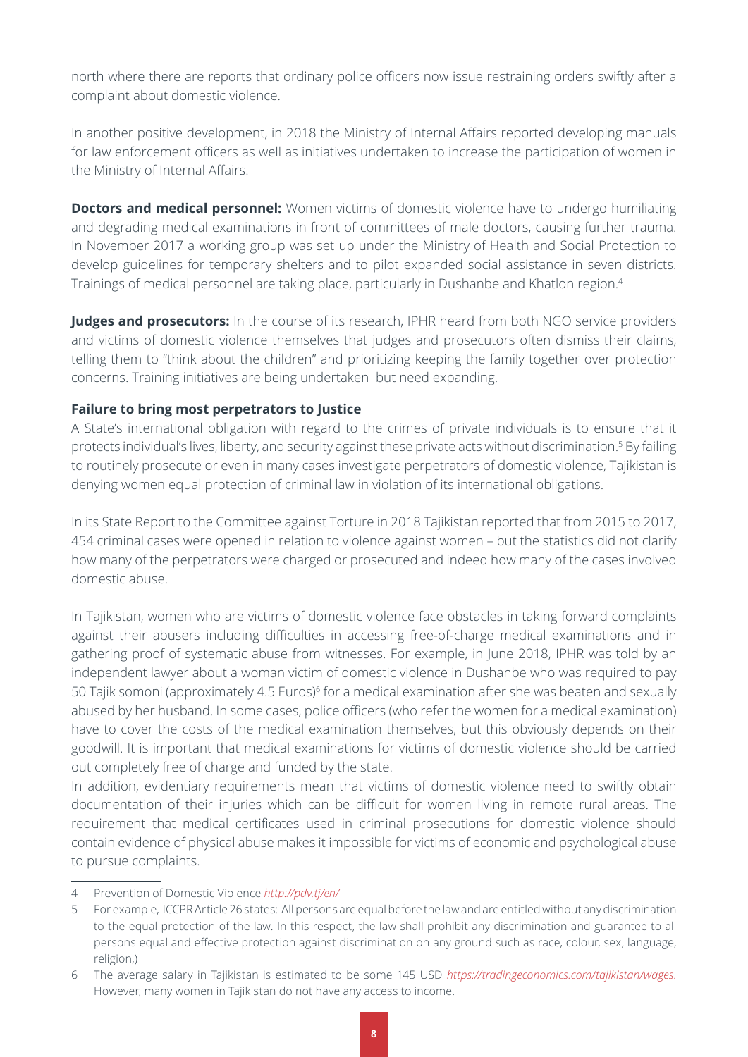north where there are reports that ordinary police officers now issue restraining orders swiftly after a complaint about domestic violence.

In another positive development, in 2018 the Ministry of Internal Affairs reported developing manuals for law enforcement officers as well as initiatives undertaken to increase the participation of women in the Ministry of Internal Affairs.

**Doctors and medical personnel:** Women victims of domestic violence have to undergo humiliating and degrading medical examinations in front of committees of male doctors, causing further trauma. In November 2017 a working group was set up under the Ministry of Health and Social Protection to develop guidelines for temporary shelters and to pilot expanded social assistance in seven districts. Trainings of medical personnel are taking place, particularly in Dushanbe and Khatlon region.[4]

**Judges and prosecutors:** In the course of its research, IPHR heard from both NGO service providers and victims of domestic violence themselves that judges and prosecutors often dismiss their claims, telling them to "think about the children" and prioritizing keeping the family together over protection concerns. Training initiatives are being undertaken but need expanding.

### Failure to bring most perpetrators to Justice

A State's international obligation with regard to the crimes of private individuals is to ensure that it protects individual's lives, liberty, and security against these private acts without discrimination.[5] By failing to routinely prosecute or even in many cases investigate perpetrators of domestic violence, Tajikistan is denying women equal protection of criminal law in violation of its international obligations.

In its State Report to the Committee against Torture in 2018 Tajikistan reported that from 2015 to 2017, 454 criminal cases were opened in relation to violence against women – but the statistics did not clarify how many of the perpetrators were charged or prosecuted and indeed how many of the cases involved domestic abuse.

In Tajikistan, women who are victims of domestic violence face obstacles in taking forward complaints against their abusers including difficulties in accessing free-of-charge medical examinations and in gathering proof of systematic abuse from witnesses. For example, in June 2018, IPHR was told by an independent lawyer about a woman victim of domestic violence in Dushanbe who was required to pay 50 Tajik somoni (approximately 4.5 Euros)[6] for a medical examination after she was beaten and sexually abused by her husband. In some cases, police officers (who refer the women for a medical examination) have to cover the costs of the medical examination themselves, but this obviously depends on their goodwill. It is important that medical examinations for victims of domestic violence should be carried out completely free of charge and funded by the state.

In addition, evidentiary requirements mean that victims of domestic violence need to swiftly obtain documentation of their injuries which can be difficult for women living in remote rural areas. The requirement that medical certificates used in criminal prosecutions for domestic violence should contain evidence of physical abuse makes it impossible for victims of economic and psychological abuse to pursue complaints.

---

4 Prevention of Domestic Violence *http://pdv.tj/en/*

5 For example, ICCPR Article 26 states: All persons are equal before the law and are entitled without any discrimination to the equal protection of the law. In this respect, the law shall prohibit any discrimination and guarantee to all persons equal and effective protection against discrimination on any ground such as race, colour, sex, language, religion,)

6 The average salary in Tajikistan is estimated to be some 145 USD *https://tradingeconomics.com/tajikistan/wages*. However, many women in Tajikistan do not have any access to income.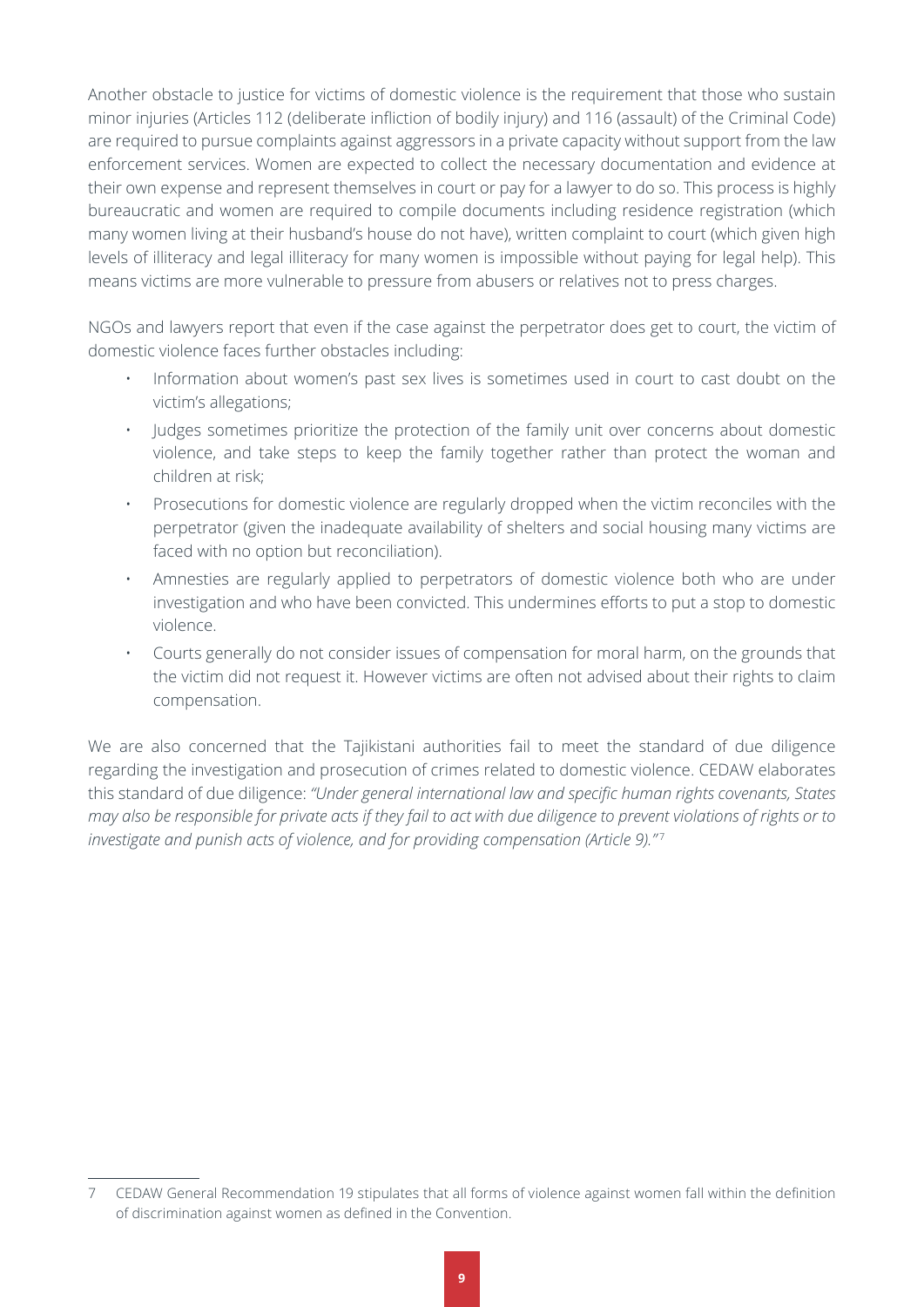Another obstacle to justice for victims of domestic violence is the requirement that those who sustain minor injuries (Articles 112 (deliberate infliction of bodily injury) and 116 (assault) of the Criminal Code) are required to pursue complaints against aggressors in a private capacity without support from the law enforcement services. Women are expected to collect the necessary documentation and evidence at their own expense and represent themselves in court or pay for a lawyer to do so. This process is highly bureaucratic and women are required to compile documents including residence registration (which many women living at their husband's house do not have), written complaint to court (which given high levels of illiteracy and legal illiteracy for many women is impossible without paying for legal help). This means victims are more vulnerable to pressure from abusers or relatives not to press charges.

NGOs and lawyers report that even if the case against the perpetrator does get to court, the victim of domestic violence faces further obstacles including:

- Information about women's past sex lives is sometimes used in court to cast doubt on the victim's allegations;
- Judges sometimes prioritize the protection of the family unit over concerns about domestic violence, and take steps to keep the family together rather than protect the woman and children at risk;
- Prosecutions for domestic violence are regularly dropped when the victim reconciles with the perpetrator (given the inadequate availability of shelters and social housing many victims are faced with no option but reconciliation).
- Amnesties are regularly applied to perpetrators of domestic violence both who are under investigation and who have been convicted. This undermines efforts to put a stop to domestic violence.
- Courts generally do not consider issues of compensation for moral harm, on the grounds that the victim did not request it. However victims are often not advised about their rights to claim compensation.

We are also concerned that the Tajikistani authorities fail to meet the standard of due diligence regarding the investigation and prosecution of crimes related to domestic violence. CEDAW elaborates this standard of due diligence: *"Under general international law and specific human rights covenants, States may also be responsible for private acts if they fail to act with due diligence to prevent violations of rights or to investigate and punish acts of violence, and for providing compensation (Article 9)."*[7]

---

7 CEDAW General Recommendation 19 stipulates that all forms of violence against women fall within the definition of discrimination against women as defined in the Convention.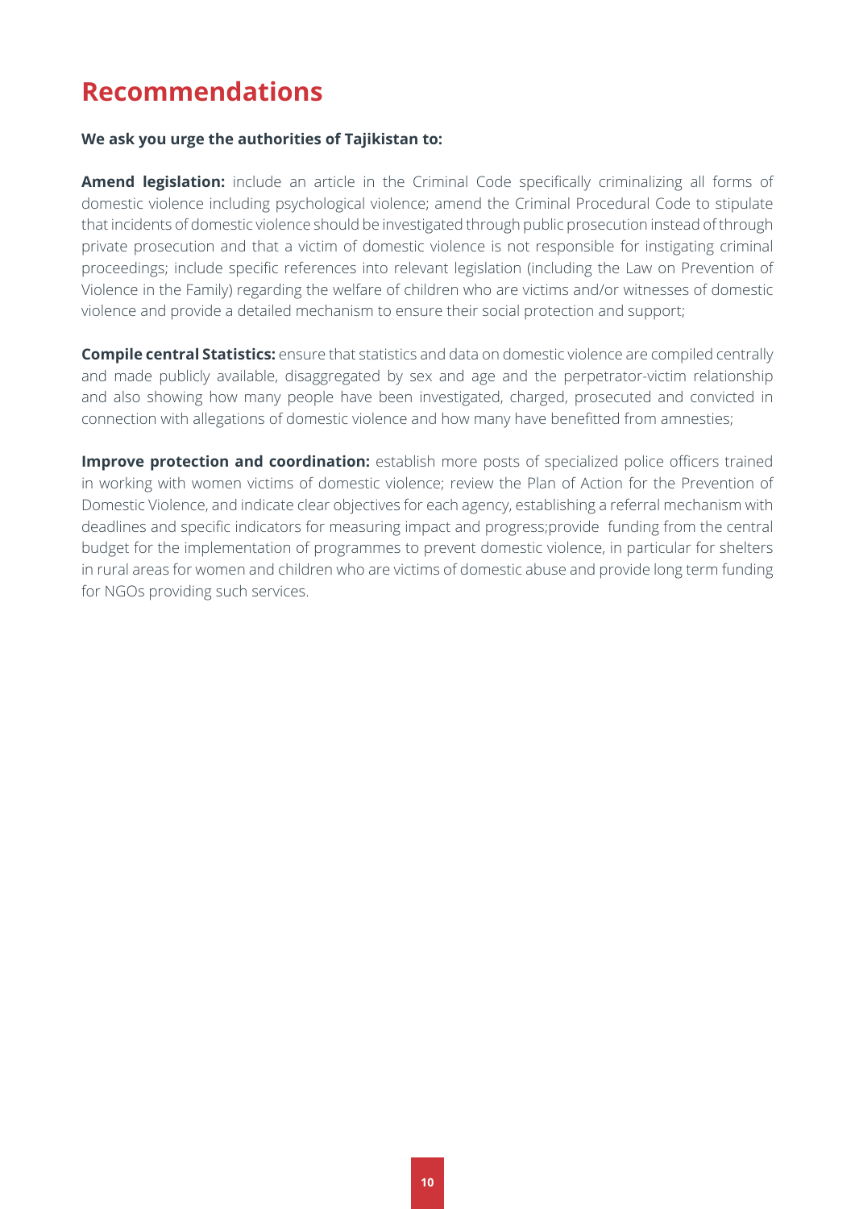# Recommendations

**We ask you urge the authorities of Tajikistan to:**

**Amend legislation:** include an article in the Criminal Code specifically criminalizing all forms of domestic violence including psychological violence; amend the Criminal Procedural Code to stipulate that incidents of domestic violence should be investigated through public prosecution instead of through private prosecution and that a victim of domestic violence is not responsible for instigating criminal proceedings; include specific references into relevant legislation (including the Law on Prevention of Violence in the Family) regarding the welfare of children who are victims and/or witnesses of domestic violence and provide a detailed mechanism to ensure their social protection and support;

**Compile central Statistics:** ensure that statistics and data on domestic violence are compiled centrally and made publicly available, disaggregated by sex and age and the perpetrator-victim relationship and also showing how many people have been investigated, charged, prosecuted and convicted in connection with allegations of domestic violence and how many have benefitted from amnesties;

**Improve protection and coordination:** establish more posts of specialized police officers trained in working with women victims of domestic violence; review the Plan of Action for the Prevention of Domestic Violence, and indicate clear objectives for each agency, establishing a referral mechanism with deadlines and specific indicators for measuring impact and progress;provide funding from the central budget for the implementation of programmes to prevent domestic violence, in particular for shelters in rural areas for women and children who are victims of domestic abuse and provide long term funding for NGOs providing such services.